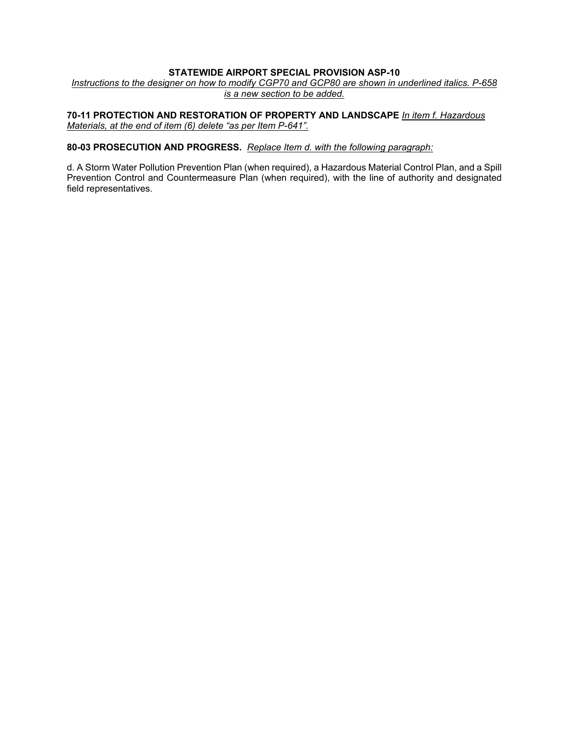**STATEWIDE AIRPORT SPECIAL PROVISION ASP-10**

*Instructions to the designer on how to modify CGP70 and GCP80 are shown in underlined italics. P-658 is a new section to be added.*

**70-11 PROTECTION AND RESTORATION OF PROPERTY AND LANDSCAPE** *In item f. Hazardous Materials, at the end of item (6) delete "as per Item P-641".*

**80-03 PROSECUTION AND PROGRESS.** *Replace Item d. with the following paragraph:*

d. A Storm Water Pollution Prevention Plan (when required), a Hazardous Material Control Plan, and a Spill Prevention Control and Countermeasure Plan (when required), with the line of authority and designated field representatives.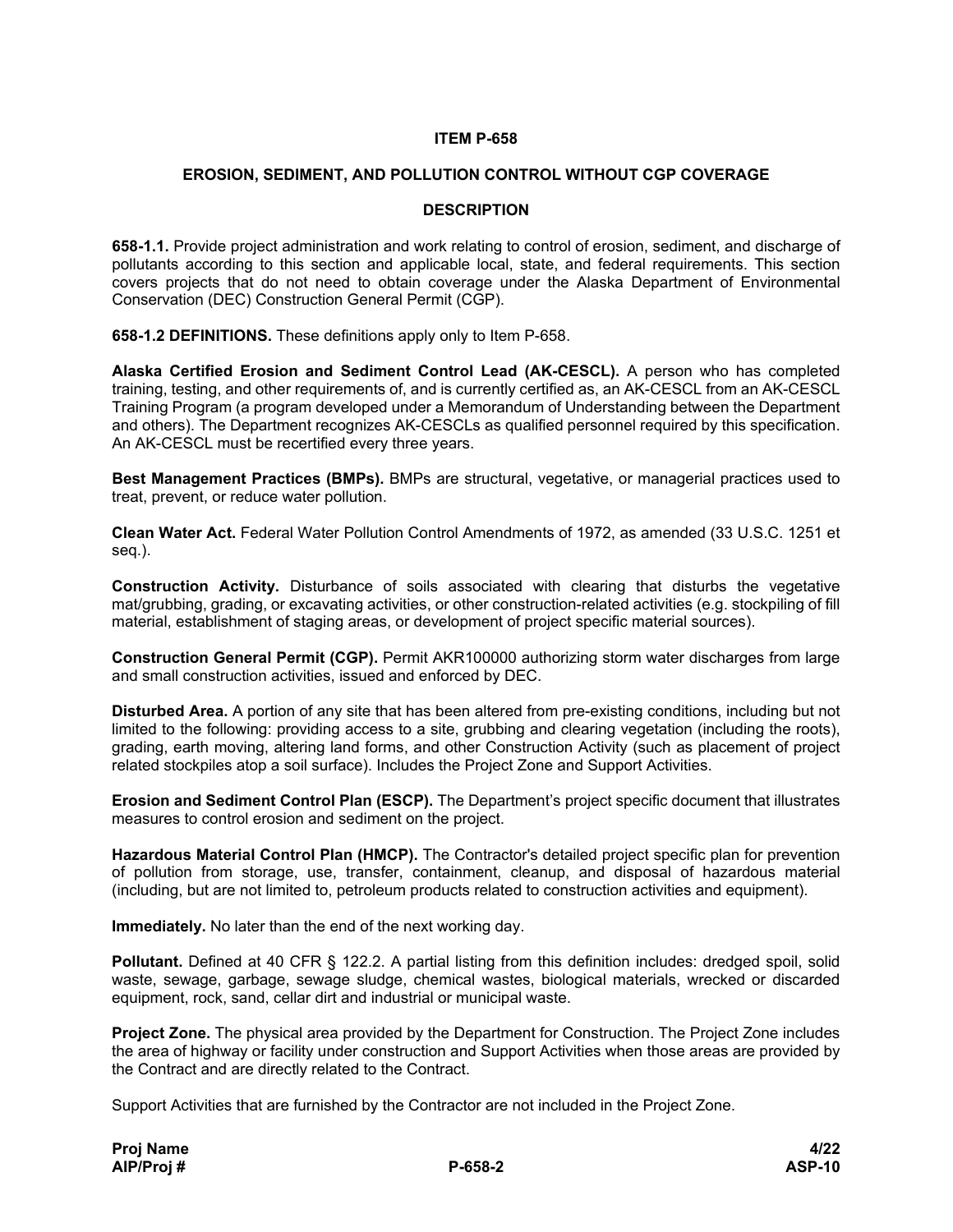**ITEM P-658**

**EROSION, SEDIMENT, AND POLLUTION CONTROL WITHOUT CGP COVERAGE**

**DESCRIPTION**

**658-1.1.** Provide project administration and work relating to control of erosion, sediment, and discharge of pollutants according to this section and applicable local, state, and federal requirements. This section covers projects that do not need to obtain coverage under the Alaska Department of Environmental Conservation (DEC) Construction General Permit (CGP).

**658-1.2 DEFINITIONS.** These definitions apply only to Item P-658.

**Alaska Certified Erosion and Sediment Control Lead (AK-CESCL).** A person who has completed training, testing, and other requirements of, and is currently certified as, an AK-CESCL from an AK-CESCL Training Program (a program developed under a Memorandum of Understanding between the Department and others). The Department recognizes AK-CESCLs as qualified personnel required by this specification. An AK-CESCL must be recertified every three years.

**Best Management Practices (BMPs).** BMPs are structural, vegetative, or managerial practices used to treat, prevent, or reduce water pollution.

**Clean Water Act.** Federal Water Pollution Control Amendments of 1972, as amended (33 U.S.C. 1251 et seq.).

**Construction Activity.** Disturbance of soils associated with clearing that disturbs the vegetative mat/grubbing, grading, or excavating activities, or other construction-related activities (e.g. stockpiling of fill material, establishment of staging areas, or development of project specific material sources).

**Construction General Permit (CGP).** Permit AKR100000 authorizing storm water discharges from large and small construction activities, issued and enforced by DEC.

**Disturbed Area.** A portion of any site that has been altered from pre-existing conditions, including but not limited to the following: providing access to a site, grubbing and clearing vegetation (including the roots), grading, earth moving, altering land forms, and other Construction Activity (such as placement of project related stockpiles atop a soil surface). Includes the Project Zone and Support Activities.

**Erosion and Sediment Control Plan (ESCP).** The Department's project specific document that illustrates measures to control erosion and sediment on the project.

**Hazardous Material Control Plan (HMCP).** The Contractor's detailed project specific plan for prevention of pollution from storage, use, transfer, containment, cleanup, and disposal of hazardous material (including, but are not limited to, petroleum products related to construction activities and equipment).

**Immediately.** No later than the end of the next working day.

**Pollutant.** Defined at 40 CFR § 122.2. A partial listing from this definition includes: dredged spoil, solid waste, sewage, garbage, sewage sludge, chemical wastes, biological materials, wrecked or discarded equipment, rock, sand, cellar dirt and industrial or municipal waste.

**Project Zone.** The physical area provided by the Department for Construction. The Project Zone includes the area of highway or facility under construction and Support Activities when those areas are provided by the Contract and are directly related to the Contract.

Support Activities that are furnished by the Contractor are not included in the Project Zone.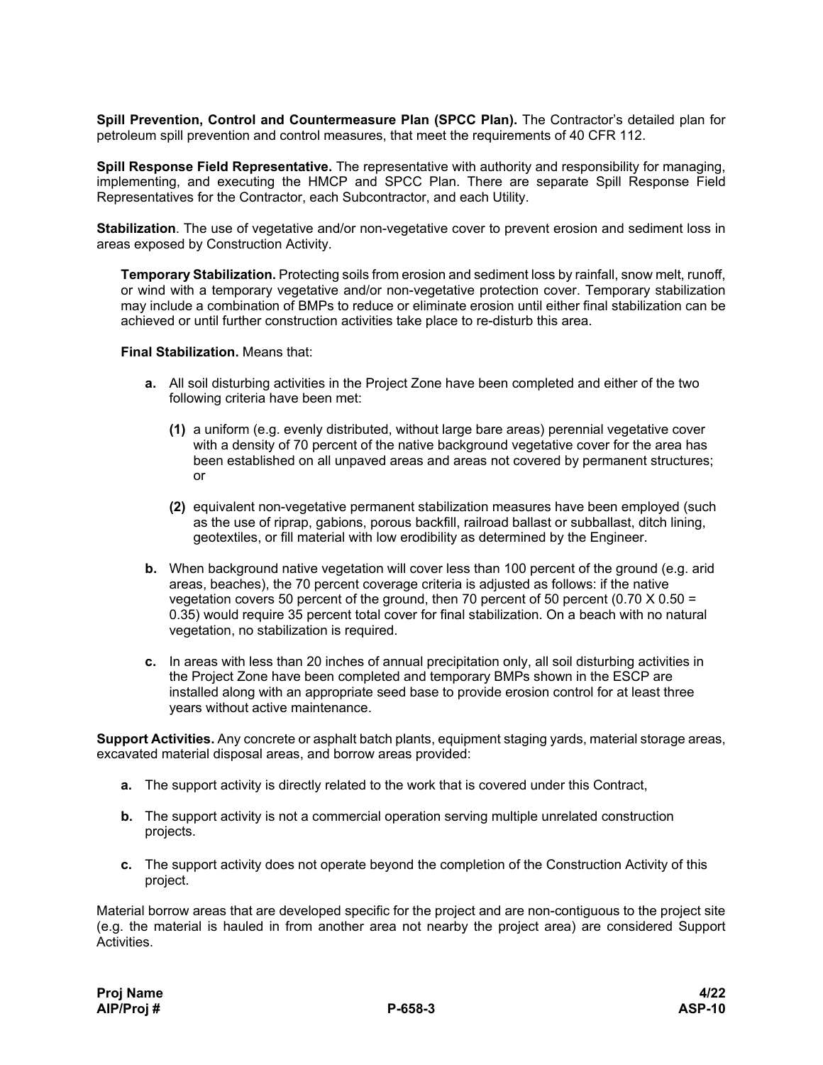**Spill Prevention, Control and Countermeasure Plan (SPCC Plan).** The Contractor's detailed plan for petroleum spill prevention and control measures, that meet the requirements of 40 CFR 112.

**Spill Response Field Representative.** The representative with authority and responsibility for managing, implementing, and executing the HMCP and SPCC Plan. There are separate Spill Response Field Representatives for the Contractor, each Subcontractor, and each Utility.

**Stabilization**. The use of vegetative and/or non-vegetative cover to prevent erosion and sediment loss in areas exposed by Construction Activity.

**Temporary Stabilization.** Protecting soils from erosion and sediment loss by rainfall, snow melt, runoff, or wind with a temporary vegetative and/or non-vegetative protection cover. Temporary stabilization may include a combination of BMPs to reduce or eliminate erosion until either final stabilization can be achieved or until further construction activities take place to re-disturb this area.

**Final Stabilization.** Means that:

- **a.** All soil disturbing activities in the Project Zone have been completed and either of the two following criteria have been met:
  - **(1)** a uniform (e.g. evenly distributed, without large bare areas) perennial vegetative cover with a density of 70 percent of the native background vegetative cover for the area has been established on all unpaved areas and areas not covered by permanent structures; or
  - **(2)** equivalent non-vegetative permanent stabilization measures have been employed (such as the use of riprap, gabions, porous backfill, railroad ballast or subballast, ditch lining, geotextiles, or fill material with low erodibility as determined by the Engineer.
- **b.** When background native vegetation will cover less than 100 percent of the ground (e.g. arid areas, beaches), the 70 percent coverage criteria is adjusted as follows: if the native vegetation covers 50 percent of the ground, then 70 percent of 50 percent (0.70 X 0.50 = 0.35) would require 35 percent total cover for final stabilization. On a beach with no natural vegetation, no stabilization is required.
- **c.** In areas with less than 20 inches of annual precipitation only, all soil disturbing activities in the Project Zone have been completed and temporary BMPs shown in the ESCP are installed along with an appropriate seed base to provide erosion control for at least three years without active maintenance.

**Support Activities.** Any concrete or asphalt batch plants, equipment staging yards, material storage areas, excavated material disposal areas, and borrow areas provided:

- **a.** The support activity is directly related to the work that is covered under this Contract,
- **b.** The support activity is not a commercial operation serving multiple unrelated construction projects.
- **c.** The support activity does not operate beyond the completion of the Construction Activity of this project.

Material borrow areas that are developed specific for the project and are non-contiguous to the project site (e.g. the material is hauled in from another area not nearby the project area) are considered Support Activities.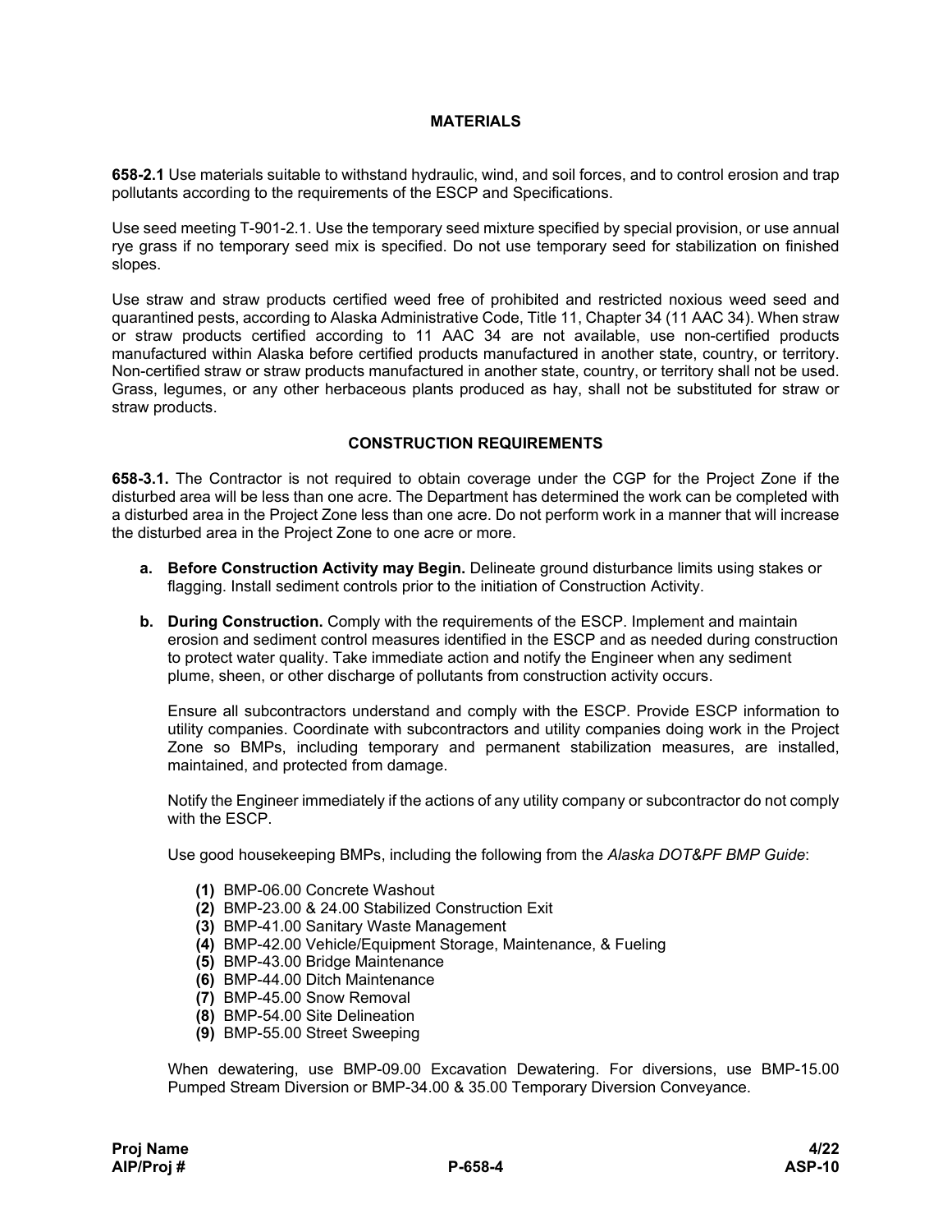## MATERIALS

**658-2.1** Use materials suitable to withstand hydraulic, wind, and soil forces, and to control erosion and trap pollutants according to the requirements of the ESCP and Specifications.

Use seed meeting T-901-2.1. Use the temporary seed mixture specified by special provision, or use annual rye grass if no temporary seed mix is specified. Do not use temporary seed for stabilization on finished slopes.

Use straw and straw products certified weed free of prohibited and restricted noxious weed seed and quarantined pests, according to Alaska Administrative Code, Title 11, Chapter 34 (11 AAC 34). When straw or straw products certified according to 11 AAC 34 are not available, use non-certified products manufactured within Alaska before certified products manufactured in another state, country, or territory. Non-certified straw or straw products manufactured in another state, country, or territory shall not be used. Grass, legumes, or any other herbaceous plants produced as hay, shall not be substituted for straw or straw products.

## CONSTRUCTION REQUIREMENTS

**658-3.1.** The Contractor is not required to obtain coverage under the CGP for the Project Zone if the disturbed area will be less than one acre. The Department has determined the work can be completed with a disturbed area in the Project Zone less than one acre. Do not perform work in a manner that will increase the disturbed area in the Project Zone to one acre or more.

**a. Before Construction Activity may Begin.** Delineate ground disturbance limits using stakes or flagging. Install sediment controls prior to the initiation of Construction Activity.

**b. During Construction.** Comply with the requirements of the ESCP. Implement and maintain erosion and sediment control measures identified in the ESCP and as needed during construction to protect water quality. Take immediate action and notify the Engineer when any sediment plume, sheen, or other discharge of pollutants from construction activity occurs.

Ensure all subcontractors understand and comply with the ESCP. Provide ESCP information to utility companies. Coordinate with subcontractors and utility companies doing work in the Project Zone so BMPs, including temporary and permanent stabilization measures, are installed, maintained, and protected from damage.

Notify the Engineer immediately if the actions of any utility company or subcontractor do not comply with the ESCP.

Use good housekeeping BMPs, including the following from the *Alaska DOT&PF BMP Guide*:

**(1)** BMP-06.00 Concrete Washout
**(2)** BMP-23.00 & 24.00 Stabilized Construction Exit
**(3)** BMP-41.00 Sanitary Waste Management
**(4)** BMP-42.00 Vehicle/Equipment Storage, Maintenance, & Fueling
**(5)** BMP-43.00 Bridge Maintenance
**(6)** BMP-44.00 Ditch Maintenance
**(7)** BMP-45.00 Snow Removal
**(8)** BMP-54.00 Site Delineation
**(9)** BMP-55.00 Street Sweeping

When dewatering, use BMP-09.00 Excavation Dewatering. For diversions, use BMP-15.00 Pumped Stream Diversion or BMP-34.00 & 35.00 Temporary Diversion Conveyance.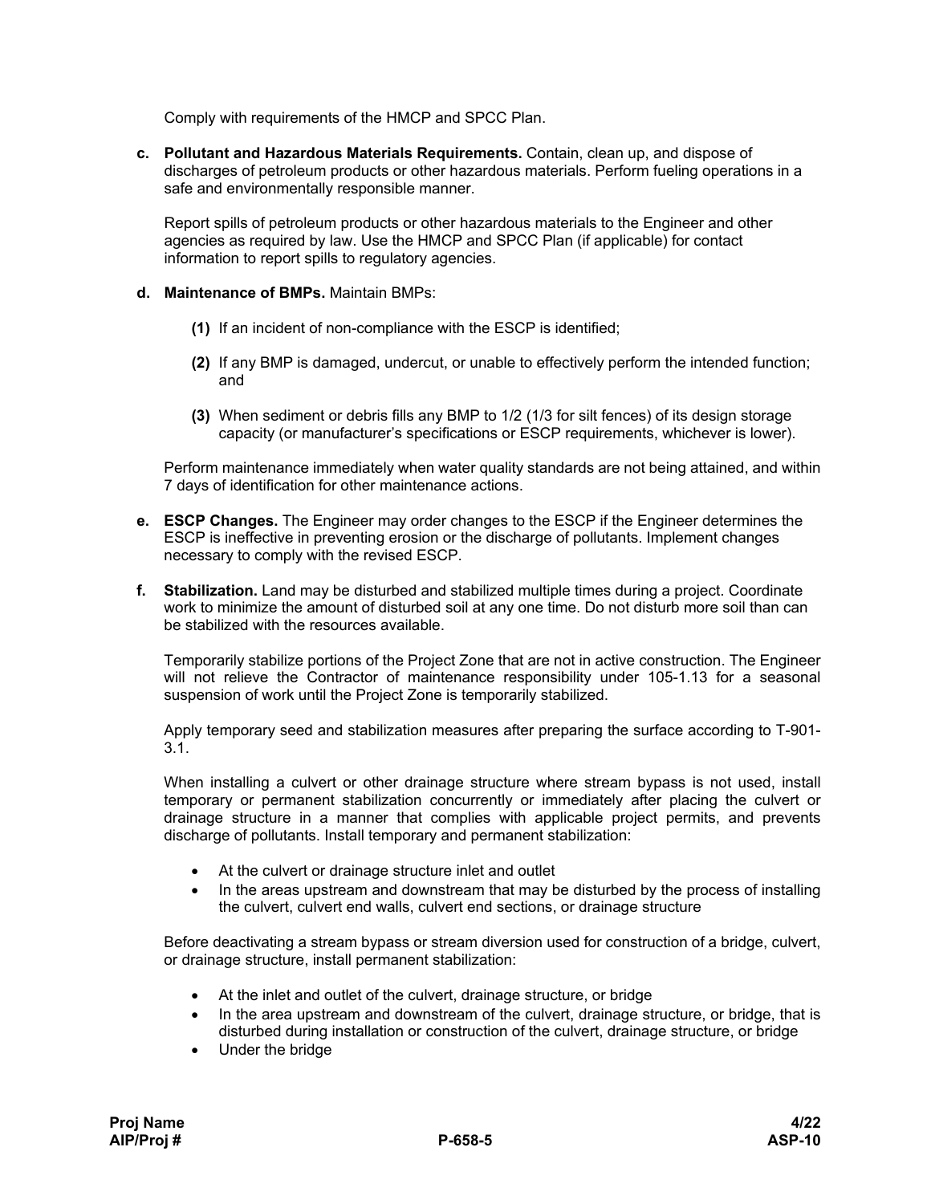Comply with requirements of the HMCP and SPCC Plan.

**c. Pollutant and Hazardous Materials Requirements.** Contain, clean up, and dispose of discharges of petroleum products or other hazardous materials. Perform fueling operations in a safe and environmentally responsible manner.

Report spills of petroleum products or other hazardous materials to the Engineer and other agencies as required by law. Use the HMCP and SPCC Plan (if applicable) for contact information to report spills to regulatory agencies.

**d. Maintenance of BMPs.** Maintain BMPs:

**(1)** If an incident of non-compliance with the ESCP is identified;

**(2)** If any BMP is damaged, undercut, or unable to effectively perform the intended function; and

**(3)** When sediment or debris fills any BMP to 1/2 (1/3 for silt fences) of its design storage capacity (or manufacturer's specifications or ESCP requirements, whichever is lower).

Perform maintenance immediately when water quality standards are not being attained, and within 7 days of identification for other maintenance actions.

**e. ESCP Changes.** The Engineer may order changes to the ESCP if the Engineer determines the ESCP is ineffective in preventing erosion or the discharge of pollutants. Implement changes necessary to comply with the revised ESCP.

**f. Stabilization.** Land may be disturbed and stabilized multiple times during a project. Coordinate work to minimize the amount of disturbed soil at any one time. Do not disturb more soil than can be stabilized with the resources available.

Temporarily stabilize portions of the Project Zone that are not in active construction. The Engineer will not relieve the Contractor of maintenance responsibility under 105-1.13 for a seasonal suspension of work until the Project Zone is temporarily stabilized.

Apply temporary seed and stabilization measures after preparing the surface according to T-901-3.1.

When installing a culvert or other drainage structure where stream bypass is not used, install temporary or permanent stabilization concurrently or immediately after placing the culvert or drainage structure in a manner that complies with applicable project permits, and prevents discharge of pollutants. Install temporary and permanent stabilization:

- At the culvert or drainage structure inlet and outlet
- In the areas upstream and downstream that may be disturbed by the process of installing the culvert, culvert end walls, culvert end sections, or drainage structure

Before deactivating a stream bypass or stream diversion used for construction of a bridge, culvert, or drainage structure, install permanent stabilization:

- At the inlet and outlet of the culvert, drainage structure, or bridge
- In the area upstream and downstream of the culvert, drainage structure, or bridge, that is disturbed during installation or construction of the culvert, drainage structure, or bridge
- Under the bridge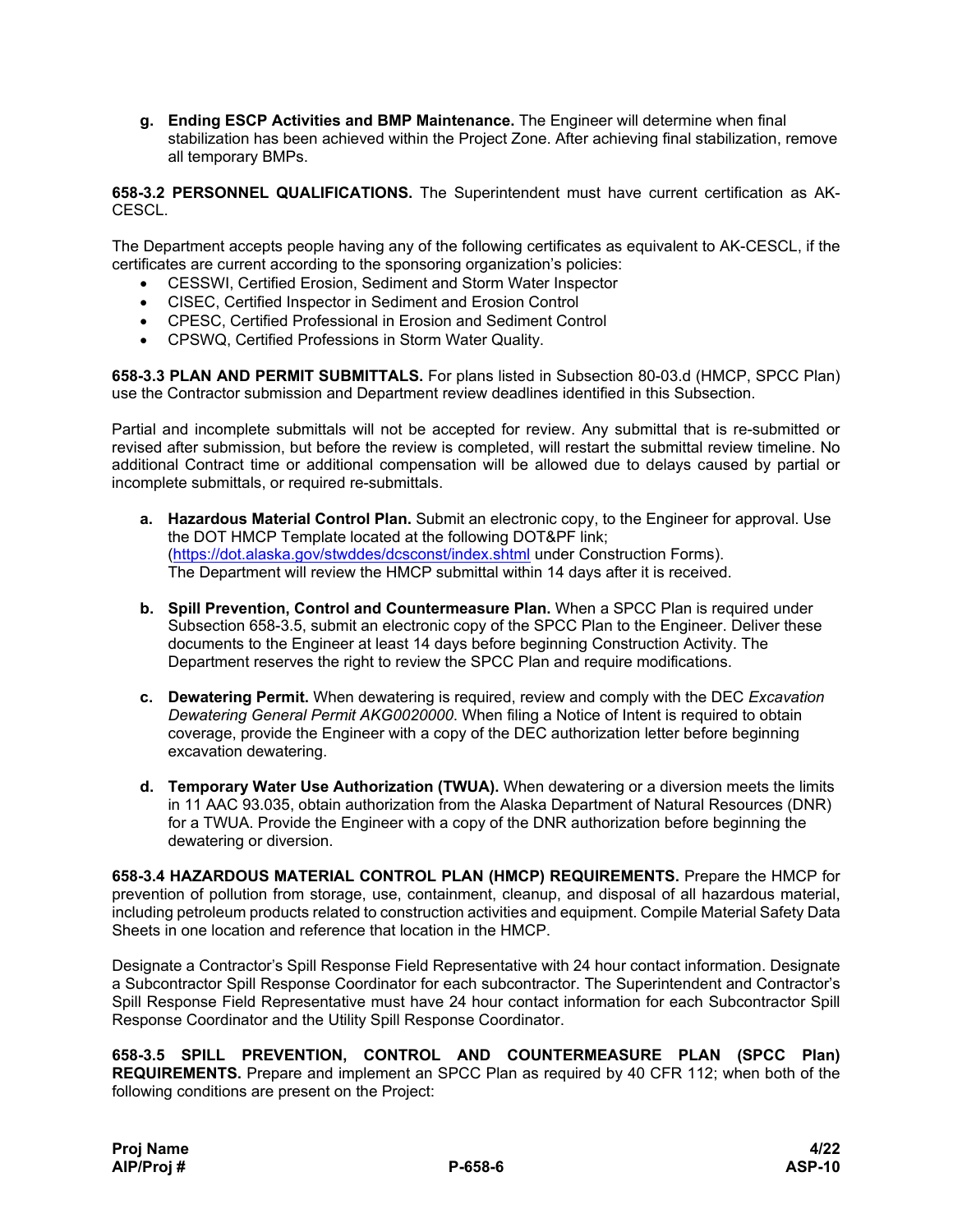**g. Ending ESCP Activities and BMP Maintenance.** The Engineer will determine when final stabilization has been achieved within the Project Zone. After achieving final stabilization, remove all temporary BMPs.

**658-3.2 PERSONNEL QUALIFICATIONS.** The Superintendent must have current certification as AK-CESCL.

The Department accepts people having any of the following certificates as equivalent to AK-CESCL, if the certificates are current according to the sponsoring organization's policies:

- CESSWI, Certified Erosion, Sediment and Storm Water Inspector
- CISEC, Certified Inspector in Sediment and Erosion Control
- CPESC, Certified Professional in Erosion and Sediment Control
- CPSWQ, Certified Professions in Storm Water Quality.

**658-3.3 PLAN AND PERMIT SUBMITTALS.** For plans listed in Subsection 80-03.d (HMCP, SPCC Plan) use the Contractor submission and Department review deadlines identified in this Subsection.

Partial and incomplete submittals will not be accepted for review. Any submittal that is re-submitted or revised after submission, but before the review is completed, will restart the submittal review timeline. No additional Contract time or additional compensation will be allowed due to delays caused by partial or incomplete submittals, or required re-submittals.

**a. Hazardous Material Control Plan.** Submit an electronic copy, to the Engineer for approval. Use the DOT HMCP Template located at the following DOT&PF link; (https://dot.alaska.gov/stwddes/dcsconst/index.shtml under Construction Forms). The Department will review the HMCP submittal within 14 days after it is received.

**b. Spill Prevention, Control and Countermeasure Plan.** When a SPCC Plan is required under Subsection 658-3.5, submit an electronic copy of the SPCC Plan to the Engineer. Deliver these documents to the Engineer at least 14 days before beginning Construction Activity. The Department reserves the right to review the SPCC Plan and require modifications.

**c. Dewatering Permit.** When dewatering is required, review and comply with the DEC *Excavation Dewatering General Permit AKG0020000*. When filing a Notice of Intent is required to obtain coverage, provide the Engineer with a copy of the DEC authorization letter before beginning excavation dewatering.

**d. Temporary Water Use Authorization (TWUA).** When dewatering or a diversion meets the limits in 11 AAC 93.035, obtain authorization from the Alaska Department of Natural Resources (DNR) for a TWUA. Provide the Engineer with a copy of the DNR authorization before beginning the dewatering or diversion.

**658-3.4 HAZARDOUS MATERIAL CONTROL PLAN (HMCP) REQUIREMENTS.** Prepare the HMCP for prevention of pollution from storage, use, containment, cleanup, and disposal of all hazardous material, including petroleum products related to construction activities and equipment. Compile Material Safety Data Sheets in one location and reference that location in the HMCP.

Designate a Contractor's Spill Response Field Representative with 24 hour contact information. Designate a Subcontractor Spill Response Coordinator for each subcontractor. The Superintendent and Contractor's Spill Response Field Representative must have 24 hour contact information for each Subcontractor Spill Response Coordinator and the Utility Spill Response Coordinator.

**658-3.5 SPILL PREVENTION, CONTROL AND COUNTERMEASURE PLAN (SPCC Plan) REQUIREMENTS.** Prepare and implement an SPCC Plan as required by 40 CFR 112; when both of the following conditions are present on the Project: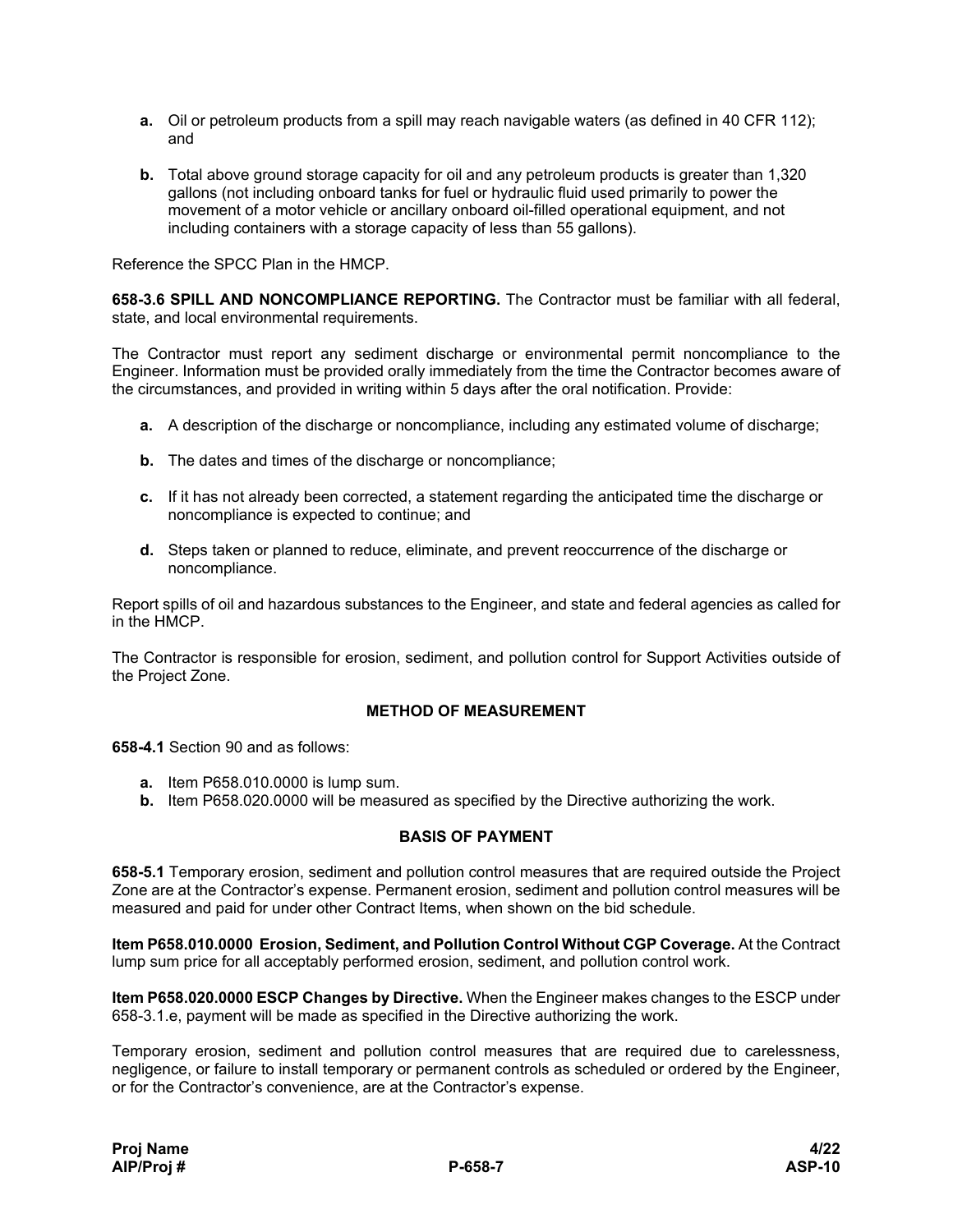**a.** Oil or petroleum products from a spill may reach navigable waters (as defined in 40 CFR 112); and

**b.** Total above ground storage capacity for oil and any petroleum products is greater than 1,320 gallons (not including onboard tanks for fuel or hydraulic fluid used primarily to power the movement of a motor vehicle or ancillary onboard oil-filled operational equipment, and not including containers with a storage capacity of less than 55 gallons).

Reference the SPCC Plan in the HMCP.

**658-3.6 SPILL AND NONCOMPLIANCE REPORTING.** The Contractor must be familiar with all federal, state, and local environmental requirements.

The Contractor must report any sediment discharge or environmental permit noncompliance to the Engineer. Information must be provided orally immediately from the time the Contractor becomes aware of the circumstances, and provided in writing within 5 days after the oral notification. Provide:

**a.** A description of the discharge or noncompliance, including any estimated volume of discharge;

**b.** The dates and times of the discharge or noncompliance;

**c.** If it has not already been corrected, a statement regarding the anticipated time the discharge or noncompliance is expected to continue; and

**d.** Steps taken or planned to reduce, eliminate, and prevent reoccurrence of the discharge or noncompliance.

Report spills of oil and hazardous substances to the Engineer, and state and federal agencies as called for in the HMCP.

The Contractor is responsible for erosion, sediment, and pollution control for Support Activities outside of the Project Zone.

## METHOD OF MEASUREMENT

**658-4.1** Section 90 and as follows:

**a.** Item P658.010.0000 is lump sum.
**b.** Item P658.020.0000 will be measured as specified by the Directive authorizing the work.

## BASIS OF PAYMENT

**658-5.1** Temporary erosion, sediment and pollution control measures that are required outside the Project Zone are at the Contractor's expense. Permanent erosion, sediment and pollution control measures will be measured and paid for under other Contract Items, when shown on the bid schedule.

**Item P658.010.0000 Erosion, Sediment, and Pollution Control Without CGP Coverage.** At the Contract lump sum price for all acceptably performed erosion, sediment, and pollution control work.

**Item P658.020.0000 ESCP Changes by Directive.** When the Engineer makes changes to the ESCP under 658-3.1.e, payment will be made as specified in the Directive authorizing the work.

Temporary erosion, sediment and pollution control measures that are required due to carelessness, negligence, or failure to install temporary or permanent controls as scheduled or ordered by the Engineer, or for the Contractor's convenience, are at the Contractor's expense.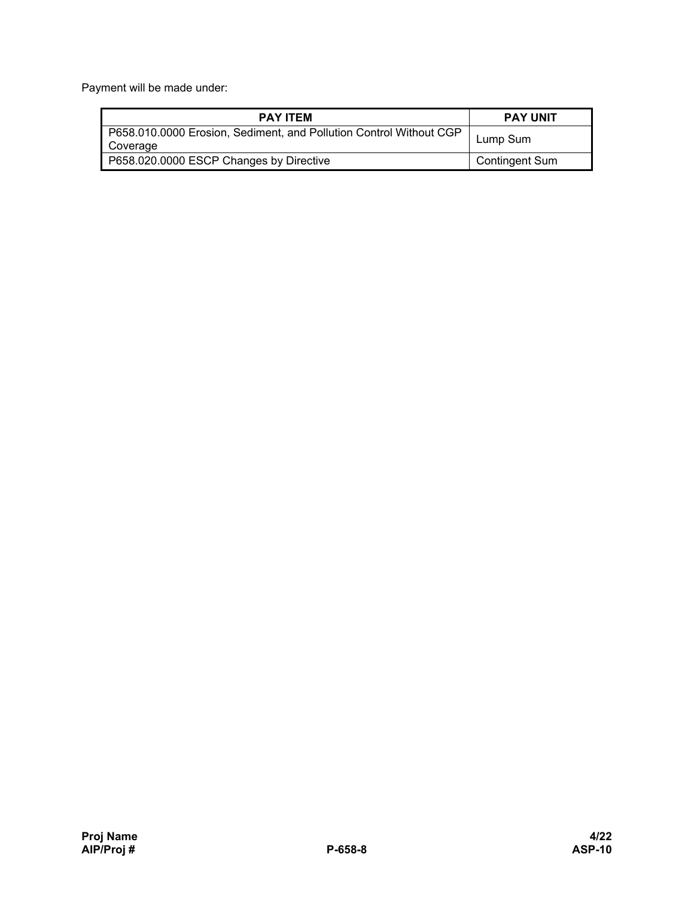Payment will be made under:

| PAY ITEM | PAY UNIT |
| --- | --- |
| P658.010.0000 Erosion, Sediment, and Pollution Control Without CGP Coverage | Lump Sum |
| P658.020.0000 ESCP Changes by Directive | Contingent Sum |